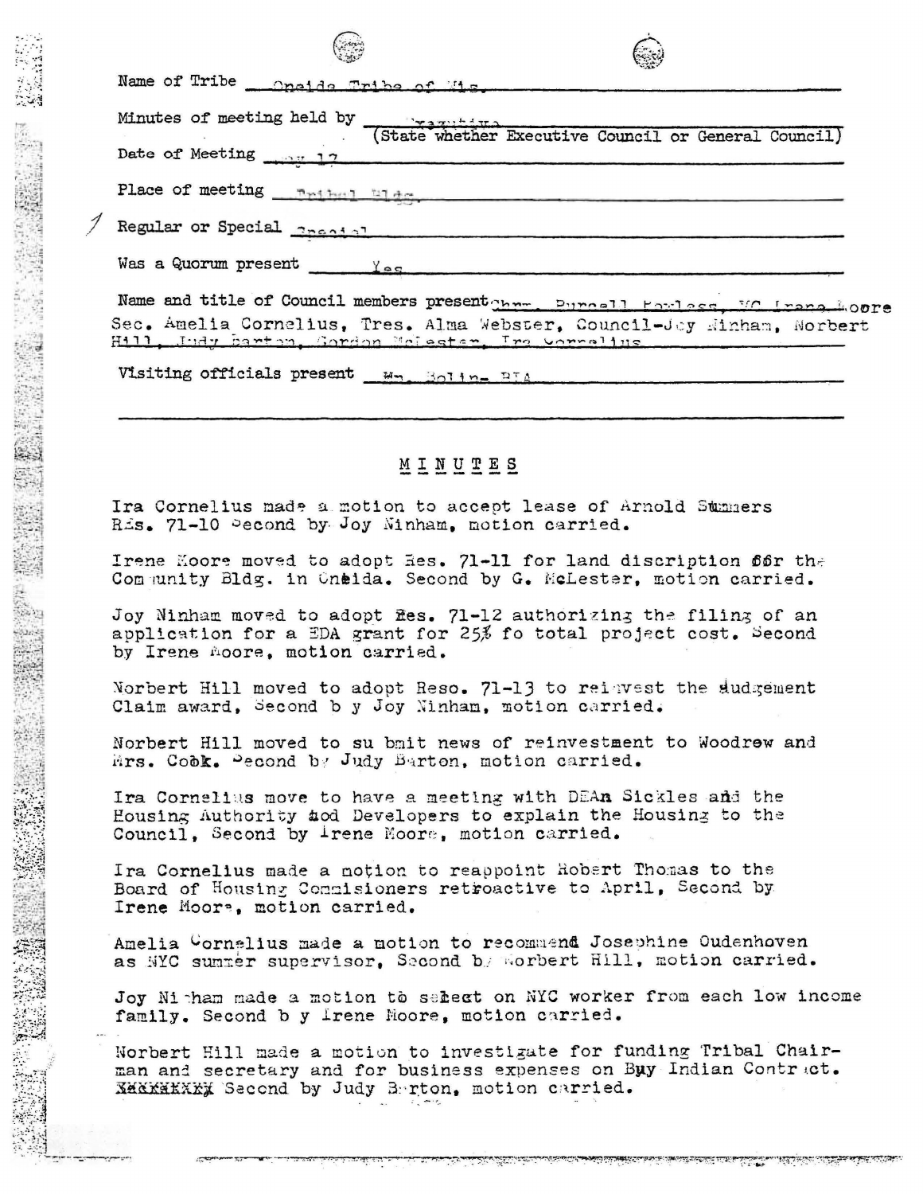Name of Tribe Oneida Tribe of Wis.

Minutes of meeting held by Executive
(State whether Executive Council or General Council)

Date of Meeting May 17

Place of meeting Tribal Bldg.

Regular or Special Special

Was a Quorum present Yes

Name and title of Council members present Chrm. Purcell Powless, VC Irene Moore Sec. Amelia Cornelius, Tres. Alma Webster, Council-Joy Ninham, Norbert Hill, Judy Barton, Gordon McLester, Ira Cornelius

Visiting officials present Wm. Bolin- BIA

## M I N U T E S

Ira Cornelius made a motion to accept lease of Arnold Summers Res. 71-10 Second by Joy Ninham, motion carried.

Irene Moore moved to adopt Res. 71-11 for land discription for the Community Bldg. in Oneida. Second by G. McLester, motion carried.

Joy Ninham moved to adopt Res. 71-12 authorizing the filing of an application for a EDA grant for 25% fo total project cost. Second by Irene Moore, motion carried.

Norbert Hill moved to adopt Reso. 71-13 to reinvest the Judgement Claim award, Second b y Joy Ninham, motion carried.

Norbert Hill moved to su bmit news of reinvestment to Woodrew and Mrs. Cook. Second by Judy Barton, motion carried.

Ira Cornelius move to have a meeting with DEAn Sickles and the Housing Authority and Developers to explain the Housing to the Council, Second by Irene Moore, motion carried.

Ira Cornelius made a motion to reappoint Robert Thomas to the Board of Housing Commisioners retroactive to April, Second by Irene Moore, motion carried.

Amelia Cornelius made a motion to recommend Josephine Oudenhoven as NYC summer supervisor, Second by Norbert Hill, motion carried.

Joy Ninham made a motion to select on NYC worker from each low income family. Second b y Irene Moore, motion carried.

Norbert Hill made a motion to investigate for funding Tribal Chairman and secretary and for business expenses on Buy Indian Contract. XXXXXXXX Second by Judy Barton, motion carried.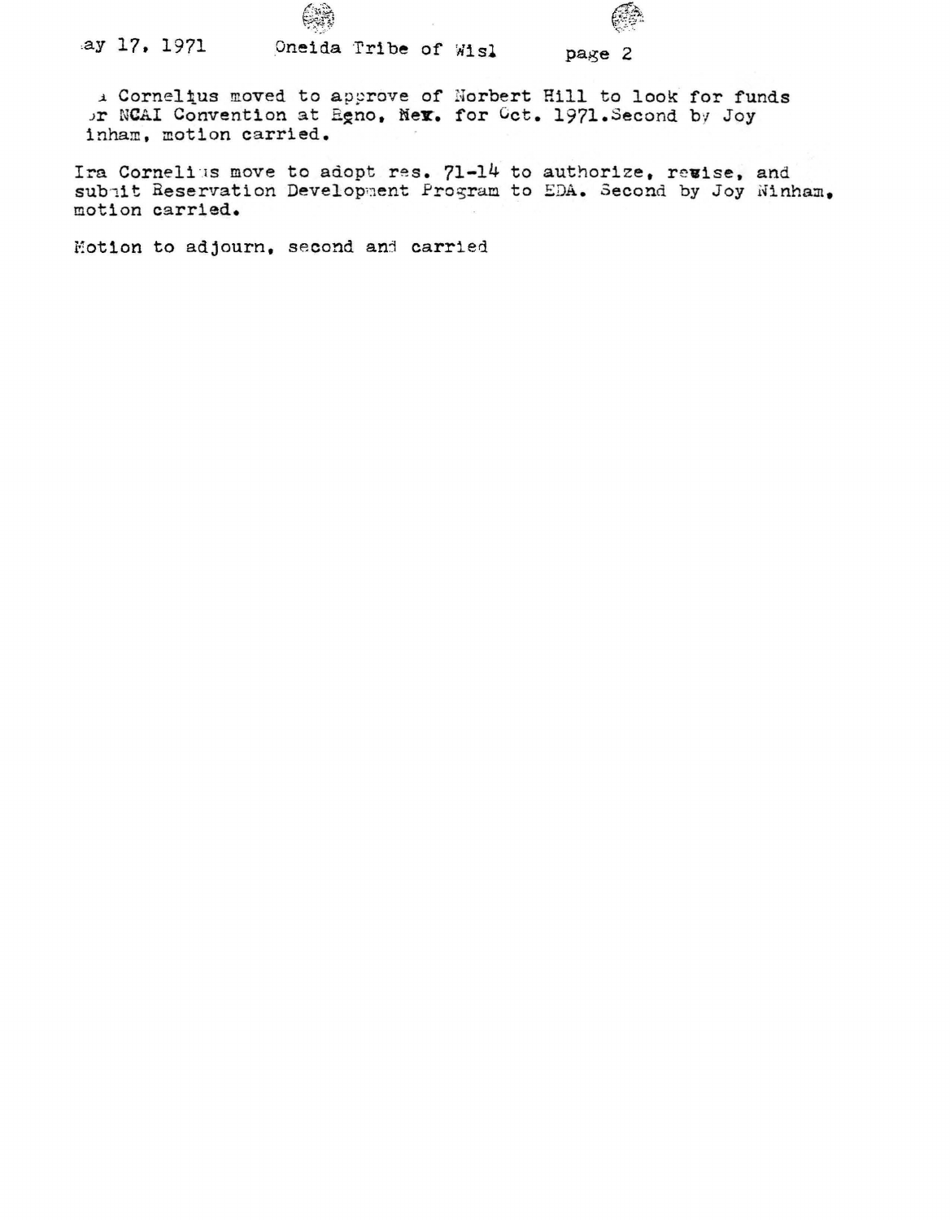a Cornelius moved to approve of Norbert Hill to look for funds or NCAI Convention at Reno, Nev. for Oct. 1971. Second by Joy inham, motion carried.

Ira Cornelius move to adopt res. 71-14 to authorize, revise, and submit Reservation Development Program to EDA. Second by Joy Ninham, motion carried.

Motion to adjourn, second and carried